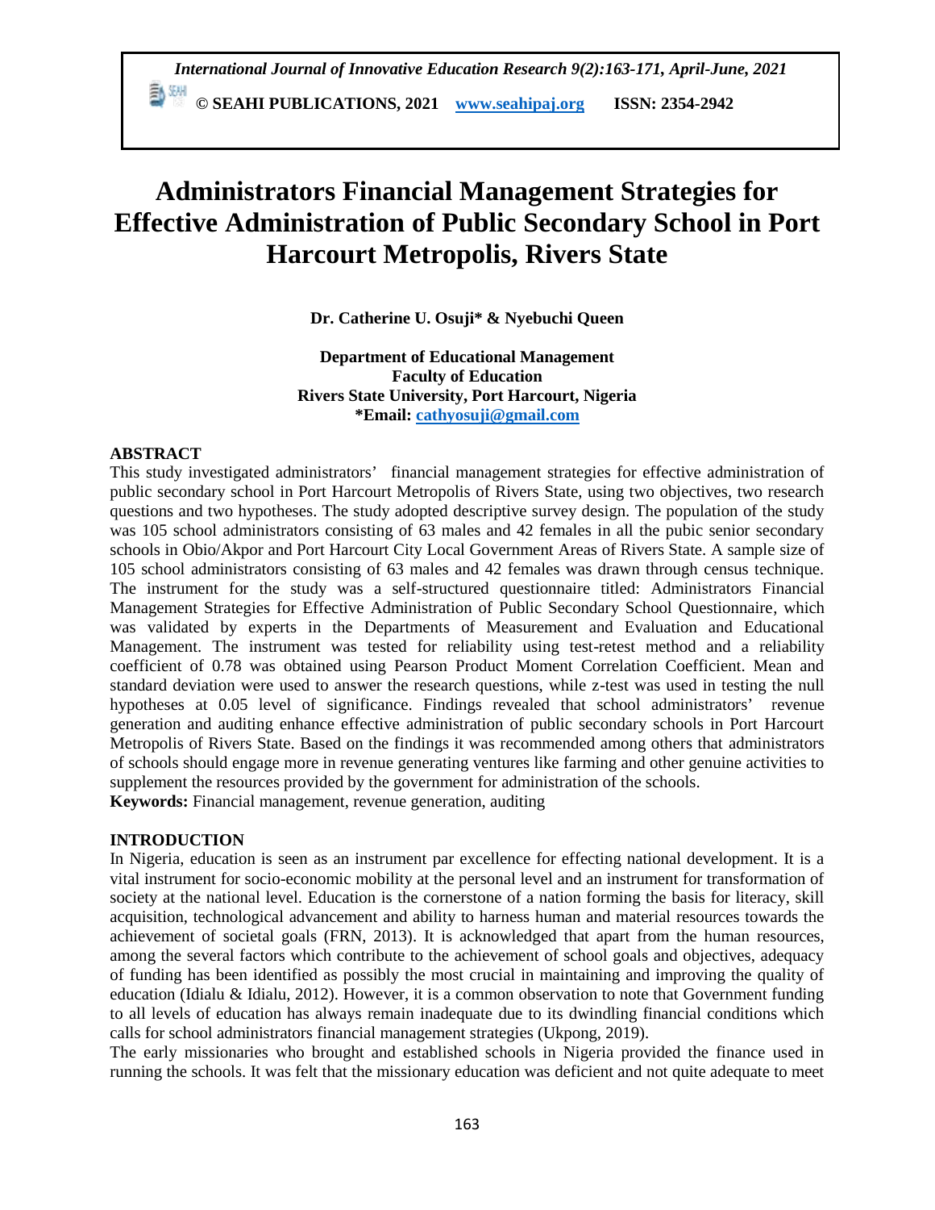# Administrators Financial Management Strategies for Effective Administration of Public Secondary School in Port Harcourt Metropolis, Rivers State

**Dr. Catherine U. Osuji* & Nyebuchi Queen**

**Department of Educational Management**
**Faculty of Education**
**Rivers State University, Port Harcourt, Nigeria**
***Email: cathyosuji@gmail.com**

## ABSTRACT

This study investigated administrators' financial management strategies for effective administration of public secondary school in Port Harcourt Metropolis of Rivers State, using two objectives, two research questions and two hypotheses. The study adopted descriptive survey design. The population of the study was 105 school administrators consisting of 63 males and 42 females in all the pubic senior secondary schools in Obio/Akpor and Port Harcourt City Local Government Areas of Rivers State. A sample size of 105 school administrators consisting of 63 males and 42 females was drawn through census technique. The instrument for the study was a self-structured questionnaire titled: Administrators Financial Management Strategies for Effective Administration of Public Secondary School Questionnaire, which was validated by experts in the Departments of Measurement and Evaluation and Educational Management. The instrument was tested for reliability using test-retest method and a reliability coefficient of 0.78 was obtained using Pearson Product Moment Correlation Coefficient. Mean and standard deviation were used to answer the research questions, while z-test was used in testing the null hypotheses at 0.05 level of significance. Findings revealed that school administrators' revenue generation and auditing enhance effective administration of public secondary schools in Port Harcourt Metropolis of Rivers State. Based on the findings it was recommended among others that administrators of schools should engage more in revenue generating ventures like farming and other genuine activities to supplement the resources provided by the government for administration of the schools.

**Keywords:** Financial management, revenue generation, auditing

## INTRODUCTION

In Nigeria, education is seen as an instrument par excellence for effecting national development. It is a vital instrument for socio-economic mobility at the personal level and an instrument for transformation of society at the national level. Education is the cornerstone of a nation forming the basis for literacy, skill acquisition, technological advancement and ability to harness human and material resources towards the achievement of societal goals (FRN, 2013). It is acknowledged that apart from the human resources, among the several factors which contribute to the achievement of school goals and objectives, adequacy of funding has been identified as possibly the most crucial in maintaining and improving the quality of education (Idialu & Idialu, 2012). However, it is a common observation to note that Government funding to all levels of education has always remain inadequate due to its dwindling financial conditions which calls for school administrators financial management strategies (Ukpong, 2019).

The early missionaries who brought and established schools in Nigeria provided the finance used in running the schools. It was felt that the missionary education was deficient and not quite adequate to meet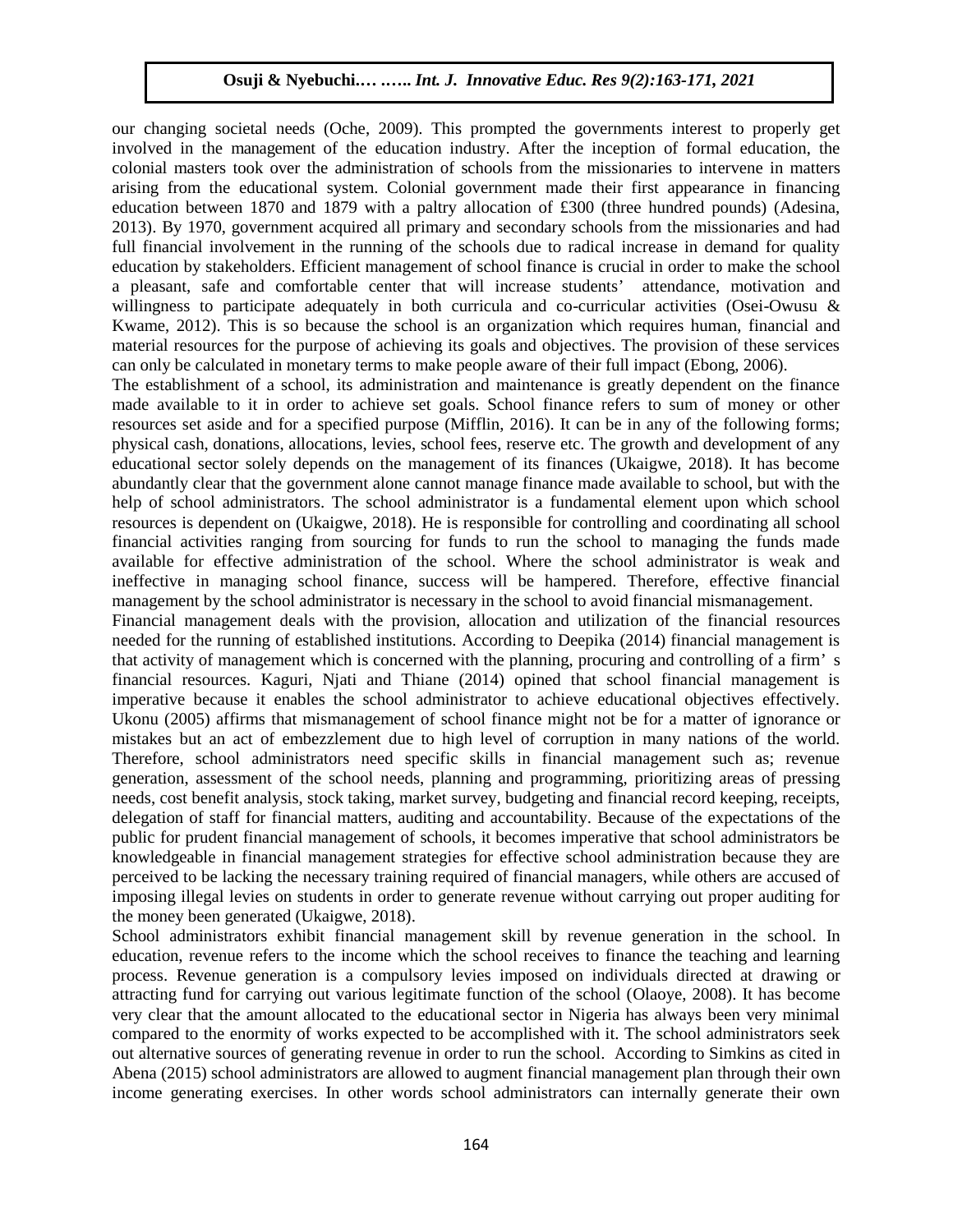our changing societal needs (Oche, 2009). This prompted the governments interest to properly get involved in the management of the education industry. After the inception of formal education, the colonial masters took over the administration of schools from the missionaries to intervene in matters arising from the educational system. Colonial government made their first appearance in financing education between 1870 and 1879 with a paltry allocation of £300 (three hundred pounds) (Adesina, 2013). By 1970, government acquired all primary and secondary schools from the missionaries and had full financial involvement in the running of the schools due to radical increase in demand for quality education by stakeholders. Efficient management of school finance is crucial in order to make the school a pleasant, safe and comfortable center that will increase students' attendance, motivation and willingness to participate adequately in both curricula and co-curricular activities (Osei-Owusu & Kwame, 2012). This is so because the school is an organization which requires human, financial and material resources for the purpose of achieving its goals and objectives. The provision of these services can only be calculated in monetary terms to make people aware of their full impact (Ebong, 2006).

The establishment of a school, its administration and maintenance is greatly dependent on the finance made available to it in order to achieve set goals. School finance refers to sum of money or other resources set aside and for a specified purpose (Mifflin, 2016). It can be in any of the following forms; physical cash, donations, allocations, levies, school fees, reserve etc. The growth and development of any educational sector solely depends on the management of its finances (Ukaigwe, 2018). It has become abundantly clear that the government alone cannot manage finance made available to school, but with the help of school administrators. The school administrator is a fundamental element upon which school resources is dependent on (Ukaigwe, 2018). He is responsible for controlling and coordinating all school financial activities ranging from sourcing for funds to run the school to managing the funds made available for effective administration of the school. Where the school administrator is weak and ineffective in managing school finance, success will be hampered. Therefore, effective financial management by the school administrator is necessary in the school to avoid financial mismanagement.

Financial management deals with the provision, allocation and utilization of the financial resources needed for the running of established institutions. According to Deepika (2014) financial management is that activity of management which is concerned with the planning, procuring and controlling of a firm's financial resources. Kaguri, Njati and Thiane (2014) opined that school financial management is imperative because it enables the school administrator to achieve educational objectives effectively. Ukonu (2005) affirms that mismanagement of school finance might not be for a matter of ignorance or mistakes but an act of embezzlement due to high level of corruption in many nations of the world. Therefore, school administrators need specific skills in financial management such as; revenue generation, assessment of the school needs, planning and programming, prioritizing areas of pressing needs, cost benefit analysis, stock taking, market survey, budgeting and financial record keeping, receipts, delegation of staff for financial matters, auditing and accountability. Because of the expectations of the public for prudent financial management of schools, it becomes imperative that school administrators be knowledgeable in financial management strategies for effective school administration because they are perceived to be lacking the necessary training required of financial managers, while others are accused of imposing illegal levies on students in order to generate revenue without carrying out proper auditing for the money been generated (Ukaigwe, 2018).

School administrators exhibit financial management skill by revenue generation in the school. In education, revenue refers to the income which the school receives to finance the teaching and learning process. Revenue generation is a compulsory levies imposed on individuals directed at drawing or attracting fund for carrying out various legitimate function of the school (Olaoye, 2008). It has become very clear that the amount allocated to the educational sector in Nigeria has always been very minimal compared to the enormity of works expected to be accomplished with it. The school administrators seek out alternative sources of generating revenue in order to run the school. According to Simkins as cited in Abena (2015) school administrators are allowed to augment financial management plan through their own income generating exercises. In other words school administrators can internally generate their own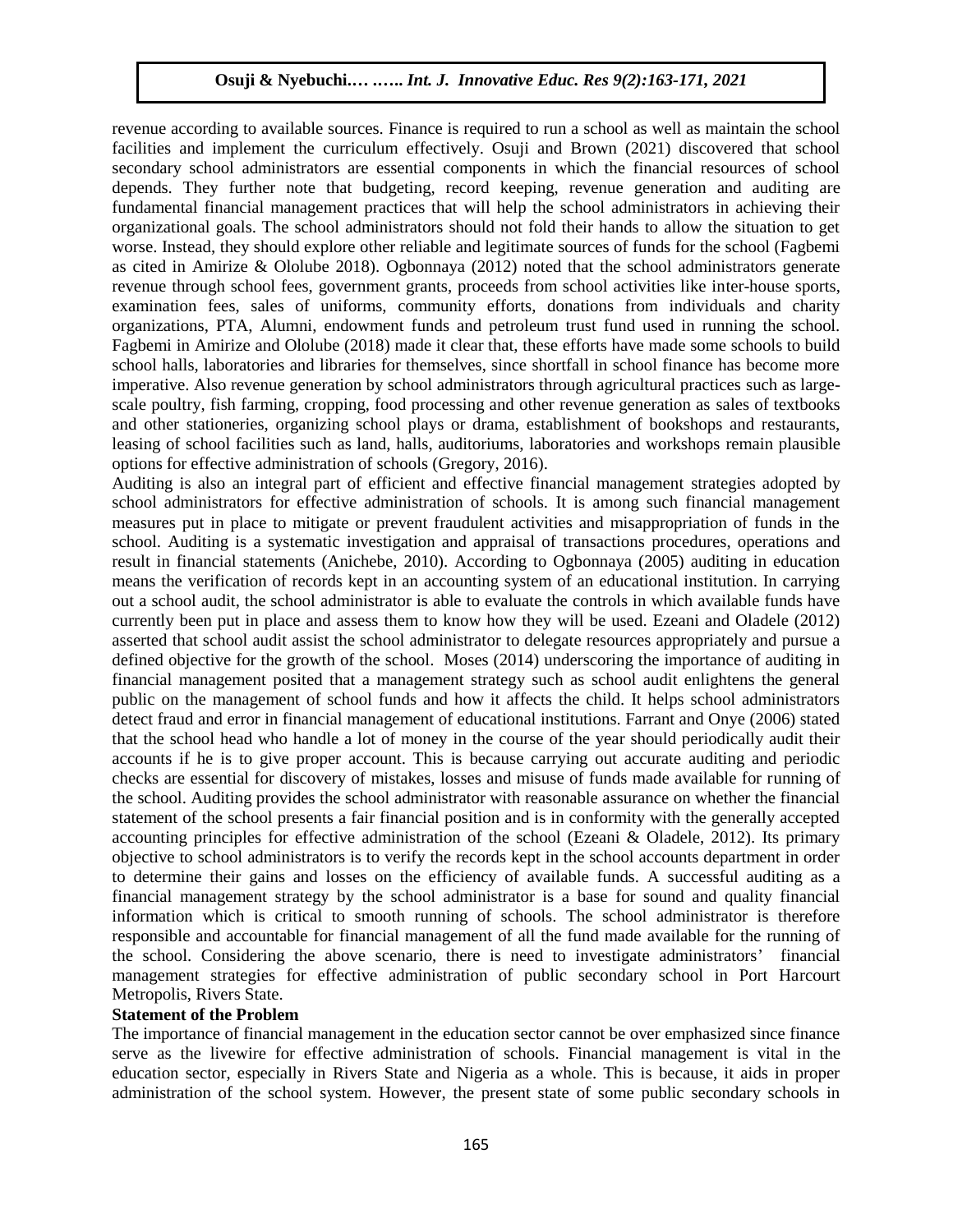revenue according to available sources. Finance is required to run a school as well as maintain the school facilities and implement the curriculum effectively. Osuji and Brown (2021) discovered that school secondary school administrators are essential components in which the financial resources of school depends. They further note that budgeting, record keeping, revenue generation and auditing are fundamental financial management practices that will help the school administrators in achieving their organizational goals. The school administrators should not fold their hands to allow the situation to get worse. Instead, they should explore other reliable and legitimate sources of funds for the school (Fagbemi as cited in Amirize & Ololube 2018). Ogbonnaya (2012) noted that the school administrators generate revenue through school fees, government grants, proceeds from school activities like inter-house sports, examination fees, sales of uniforms, community efforts, donations from individuals and charity organizations, PTA, Alumni, endowment funds and petroleum trust fund used in running the school. Fagbemi in Amirize and Ololube (2018) made it clear that, these efforts have made some schools to build school halls, laboratories and libraries for themselves, since shortfall in school finance has become more imperative. Also revenue generation by school administrators through agricultural practices such as large-scale poultry, fish farming, cropping, food processing and other revenue generation as sales of textbooks and other stationeries, organizing school plays or drama, establishment of bookshops and restaurants, leasing of school facilities such as land, halls, auditoriums, laboratories and workshops remain plausible options for effective administration of schools (Gregory, 2016).

Auditing is also an integral part of efficient and effective financial management strategies adopted by school administrators for effective administration of schools. It is among such financial management measures put in place to mitigate or prevent fraudulent activities and misappropriation of funds in the school. Auditing is a systematic investigation and appraisal of transactions procedures, operations and result in financial statements (Anichebe, 2010). According to Ogbonnaya (2005) auditing in education means the verification of records kept in an accounting system of an educational institution. In carrying out a school audit, the school administrator is able to evaluate the controls in which available funds have currently been put in place and assess them to know how they will be used. Ezeani and Oladele (2012) asserted that school audit assist the school administrator to delegate resources appropriately and pursue a defined objective for the growth of the school. Moses (2014) underscoring the importance of auditing in financial management posited that a management strategy such as school audit enlightens the general public on the management of school funds and how it affects the child. It helps school administrators detect fraud and error in financial management of educational institutions. Farrant and Onye (2006) stated that the school head who handle a lot of money in the course of the year should periodically audit their accounts if he is to give proper account. This is because carrying out accurate auditing and periodic checks are essential for discovery of mistakes, losses and misuse of funds made available for running of the school. Auditing provides the school administrator with reasonable assurance on whether the financial statement of the school presents a fair financial position and is in conformity with the generally accepted accounting principles for effective administration of the school (Ezeani & Oladele, 2012). Its primary objective to school administrators is to verify the records kept in the school accounts department in order to determine their gains and losses on the efficiency of available funds. A successful auditing as a financial management strategy by the school administrator is a base for sound and quality financial information which is critical to smooth running of schools. The school administrator is therefore responsible and accountable for financial management of all the fund made available for the running of the school. Considering the above scenario, there is need to investigate administrators' financial management strategies for effective administration of public secondary school in Port Harcourt Metropolis, Rivers State.

**Statement of the Problem**

The importance of financial management in the education sector cannot be over emphasized since finance serve as the livewire for effective administration of schools. Financial management is vital in the education sector, especially in Rivers State and Nigeria as a whole. This is because, it aids in proper administration of the school system. However, the present state of some public secondary schools in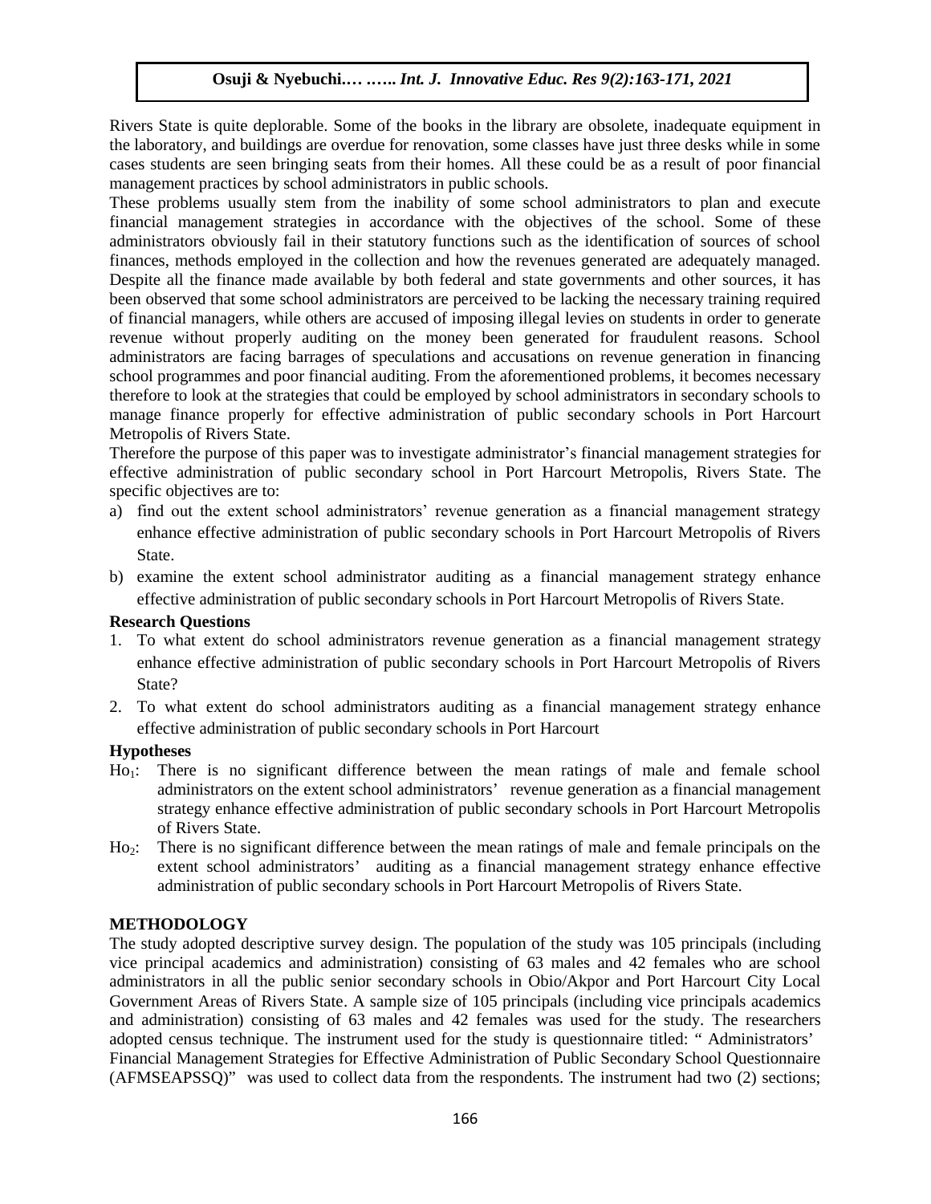Rivers State is quite deplorable. Some of the books in the library are obsolete, inadequate equipment in the laboratory, and buildings are overdue for renovation, some classes have just three desks while in some cases students are seen bringing seats from their homes. All these could be as a result of poor financial management practices by school administrators in public schools.

These problems usually stem from the inability of some school administrators to plan and execute financial management strategies in accordance with the objectives of the school. Some of these administrators obviously fail in their statutory functions such as the identification of sources of school finances, methods employed in the collection and how the revenues generated are adequately managed. Despite all the finance made available by both federal and state governments and other sources, it has been observed that some school administrators are perceived to be lacking the necessary training required of financial managers, while others are accused of imposing illegal levies on students in order to generate revenue without properly auditing on the money been generated for fraudulent reasons. School administrators are facing barrages of speculations and accusations on revenue generation in financing school programmes and poor financial auditing. From the aforementioned problems, it becomes necessary therefore to look at the strategies that could be employed by school administrators in secondary schools to manage finance properly for effective administration of public secondary schools in Port Harcourt Metropolis of Rivers State.

Therefore the purpose of this paper was to investigate administrator's financial management strategies for effective administration of public secondary school in Port Harcourt Metropolis, Rivers State. The specific objectives are to:

a) find out the extent school administrators' revenue generation as a financial management strategy enhance effective administration of public secondary schools in Port Harcourt Metropolis of Rivers State.
b) examine the extent school administrator auditing as a financial management strategy enhance effective administration of public secondary schools in Port Harcourt Metropolis of Rivers State.

**Research Questions**

1. To what extent do school administrators revenue generation as a financial management strategy enhance effective administration of public secondary schools in Port Harcourt Metropolis of Rivers State?
2. To what extent do school administrators auditing as a financial management strategy enhance effective administration of public secondary schools in Port Harcourt

**Hypotheses**

$Ho_1$: There is no significant difference between the mean ratings of male and female school administrators on the extent school administrators' revenue generation as a financial management strategy enhance effective administration of public secondary schools in Port Harcourt Metropolis of Rivers State.

$Ho_2$: There is no significant difference between the mean ratings of male and female principals on the extent school administrators' auditing as a financial management strategy enhance effective administration of public secondary schools in Port Harcourt Metropolis of Rivers State.

## METHODOLOGY

The study adopted descriptive survey design. The population of the study was 105 principals (including vice principal academics and administration) consisting of 63 males and 42 females who are school administrators in all the public senior secondary schools in Obio/Akpor and Port Harcourt City Local Government Areas of Rivers State. A sample size of 105 principals (including vice principals academics and administration) consisting of 63 males and 42 females was used for the study. The researchers adopted census technique. The instrument used for the study is questionnaire titled: " Administrators' Financial Management Strategies for Effective Administration of Public Secondary School Questionnaire (AFMSEAPSSQ)" was used to collect data from the respondents. The instrument had two (2) sections;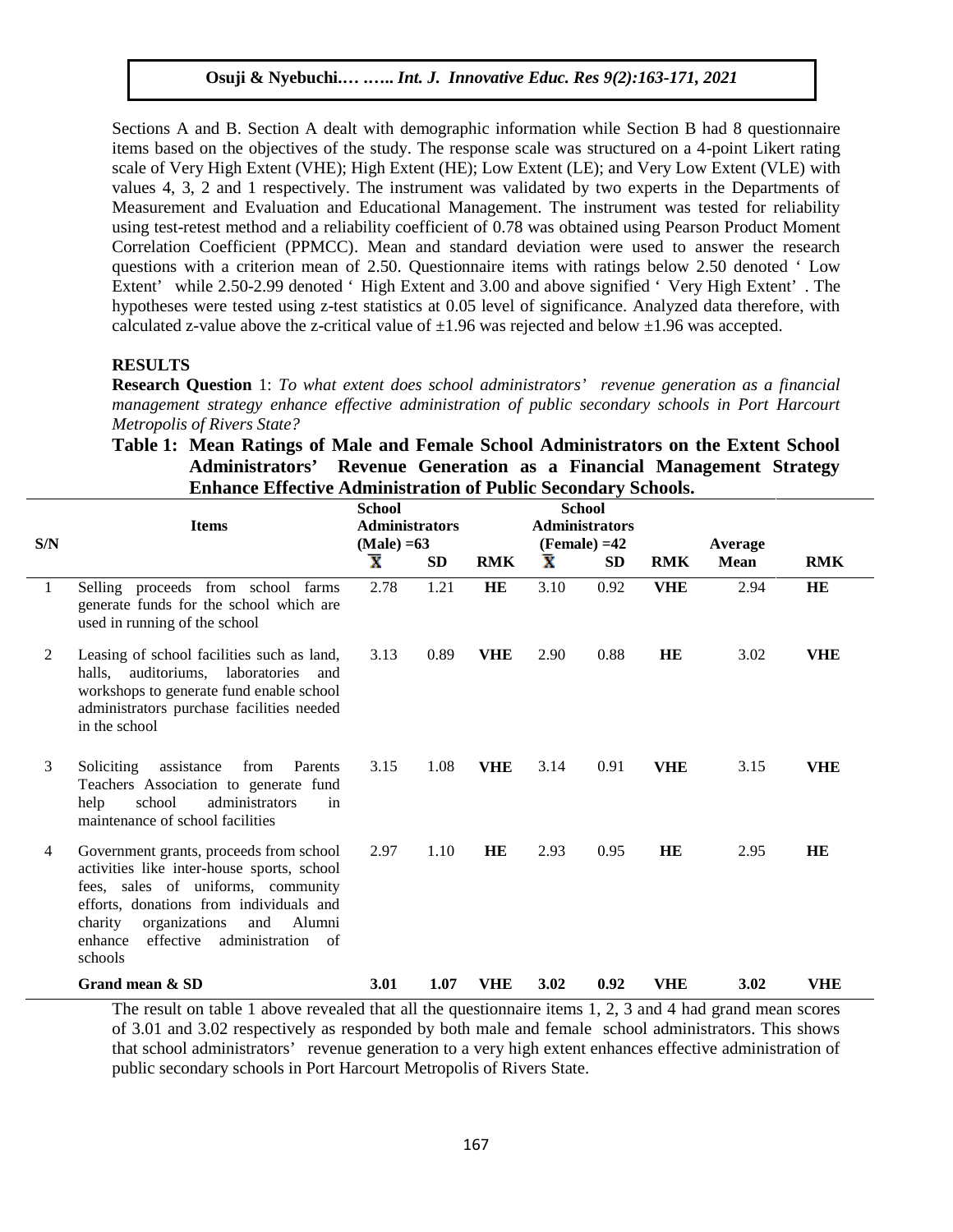Sections A and B. Section A dealt with demographic information while Section B had 8 questionnaire items based on the objectives of the study. The response scale was structured on a 4-point Likert rating scale of Very High Extent (VHE); High Extent (HE); Low Extent (LE); and Very Low Extent (VLE) with values 4, 3, 2 and 1 respectively. The instrument was validated by two experts in the Departments of Measurement and Evaluation and Educational Management. The instrument was tested for reliability using test-retest method and a reliability coefficient of 0.78 was obtained using Pearson Product Moment Correlation Coefficient (PPMCC). Mean and standard deviation were used to answer the research questions with a criterion mean of 2.50. Questionnaire items with ratings below 2.50 denoted ' Low Extent' while 2.50-2.99 denoted ' High Extent and 3.00 and above signified ' Very High Extent' . The hypotheses were tested using z-test statistics at 0.05 level of significance. Analyzed data therefore, with calculated z-value above the z-critical value of ±1.96 was rejected and below ±1.96 was accepted.

## RESULTS

**Research Question** 1: *To what extent does school administrators' revenue generation as a financial management strategy enhance effective administration of public secondary schools in Port Harcourt Metropolis of Rivers State?*

**Table 1: Mean Ratings of Male and Female School Administrators on the Extent School Administrators' Revenue Generation as a Financial Management Strategy Enhance Effective Administration of Public Secondary Schools.**

| S/N | Items | School Administrators (Male) =63 | | | School Administrators (Female) =42 | | | Average | |
|---|---|---|---|---|---|---|---|---|---|
| | | $\bar{X}$ | SD | RMK | $\bar{X}$ | SD | RMK | Mean | RMK |
| 1 | Selling proceeds from school farms generate funds for the school which are used in running of the school | 2.78 | 1.21 | **HE** | 3.10 | 0.92 | **VHE** | 2.94 | **HE** |
| 2 | Leasing of school facilities such as land, halls, auditoriums, laboratories and workshops to generate fund enable school administrators purchase facilities needed in the school | 3.13 | 0.89 | **VHE** | 2.90 | 0.88 | **HE** | 3.02 | **VHE** |
| 3 | Soliciting assistance from Parents Teachers Association to generate fund help school administrators in maintenance of school facilities | 3.15 | 1.08 | **VHE** | 3.14 | 0.91 | **VHE** | 3.15 | **VHE** |
| 4 | Government grants, proceeds from school activities like inter-house sports, school fees, sales of uniforms, community efforts, donations from individuals and charity organizations and Alumni enhance effective administration of schools | 2.97 | 1.10 | **HE** | 2.93 | 0.95 | **HE** | 2.95 | **HE** |
| | **Grand mean & SD** | **3.01** | **1.07** | **VHE** | **3.02** | **0.92** | **VHE** | **3.02** | **VHE** |

The result on table 1 above revealed that all the questionnaire items 1, 2, 3 and 4 had grand mean scores of 3.01 and 3.02 respectively as responded by both male and female school administrators. This shows that school administrators' revenue generation to a very high extent enhances effective administration of public secondary schools in Port Harcourt Metropolis of Rivers State.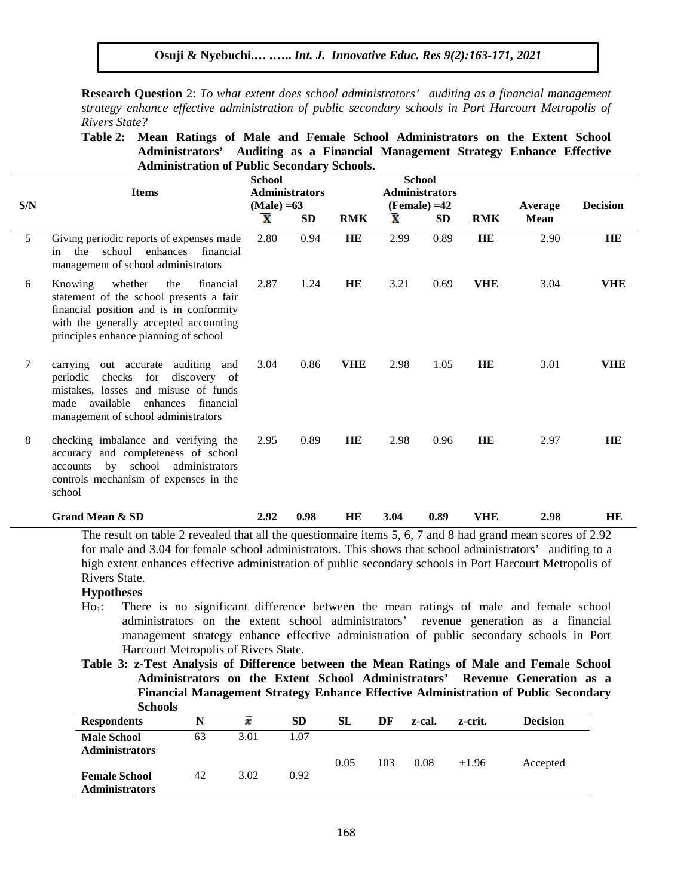**Research Question** 2: *To what extent does school administrators' auditing as a financial management strategy enhance effective administration of public secondary schools in Port Harcourt Metropolis of Rivers State?*

**Table 2: Mean Ratings of Male and Female School Administrators on the Extent School Administrators' Auditing as a Financial Management Strategy Enhance Effective Administration of Public Secondary Schools.**

| S/N | Items | School Administrators (Male) =63 | | | School Administrators (Female) =42 | | | Average Mean | Decision |
|---|---|---|---|---|---|---|---|---|---|
| | | $\bar{X}$ | SD | RMK | $\bar{X}$ | SD | RMK | | |
| 5 | Giving periodic reports of expenses made in the school enhances financial management of school administrators | 2.80 | 0.94 | **HE** | 2.99 | 0.89 | **HE** | 2.90 | **HE** |
| 6 | Knowing whether the financial statement of the school presents a fair financial position and is in conformity with the generally accepted accounting principles enhance planning of school | 2.87 | 1.24 | **HE** | 3.21 | 0.69 | **VHE** | 3.04 | **VHE** |
| 7 | carrying out accurate auditing and periodic checks for discovery of mistakes, losses and misuse of funds made available enhances financial management of school administrators | 3.04 | 0.86 | **VHE** | 2.98 | 1.05 | **HE** | 3.01 | **VHE** |
| 8 | checking imbalance and verifying the accuracy and completeness of school accounts by school administrators controls mechanism of expenses in the school | 2.95 | 0.89 | **HE** | 2.98 | 0.96 | **HE** | 2.97 | **HE** |
| | **Grand Mean & SD** | **2.92** | **0.98** | **HE** | **3.04** | **0.89** | **VHE** | **2.98** | **HE** |

The result on table 2 revealed that all the questionnaire items 5, 6, 7 and 8 had grand mean scores of 2.92 for male and 3.04 for female school administrators. This shows that school administrators' auditing to a high extent enhances effective administration of public secondary schools in Port Harcourt Metropolis of Rivers State.

**Hypotheses**

$Ho_1$: There is no significant difference between the mean ratings of male and female school administrators on the extent school administrators' revenue generation as a financial management strategy enhance effective administration of public secondary schools in Port Harcourt Metropolis of Rivers State.

**Table 3: z-Test Analysis of Difference between the Mean Ratings of Male and Female School Administrators on the Extent School Administrators' Revenue Generation as a Financial Management Strategy Enhance Effective Administration of Public Secondary Schools**

| Respondents | N | $\bar{x}$ | SD | SL | DF | z-cal. | z-crit. | Decision |
|---|---|---|---|---|---|---|---|---|
| **Male School Administrators** | 63 | 3.01 | 1.07 | 0.05 | 103 | 0.08 | ±1.96 | Accepted |
| **Female School Administrators** | 42 | 3.02 | 0.92 | | | | | |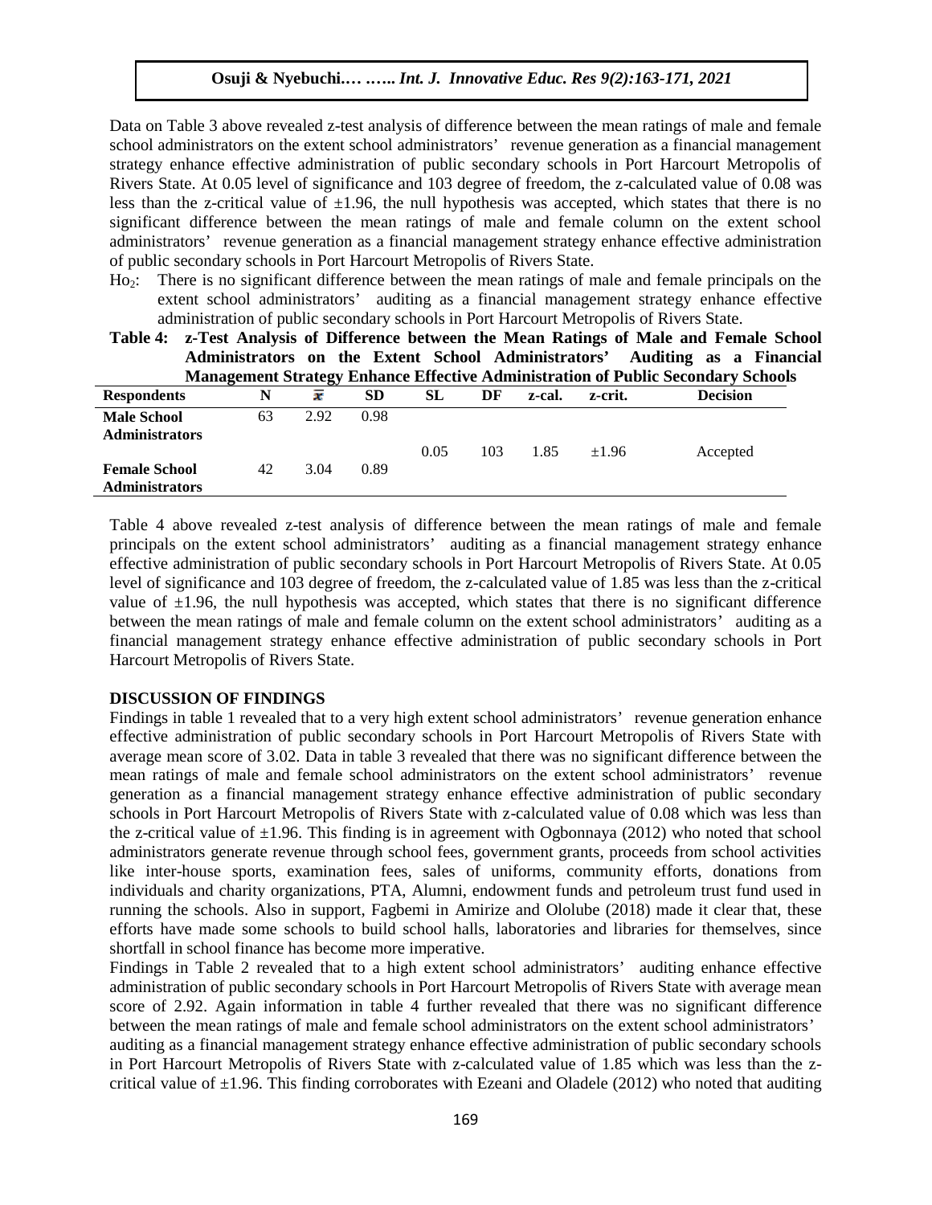Data on Table 3 above revealed z-test analysis of difference between the mean ratings of male and female school administrators on the extent school administrators' revenue generation as a financial management strategy enhance effective administration of public secondary schools in Port Harcourt Metropolis of Rivers State. At 0.05 level of significance and 103 degree of freedom, the z-calculated value of 0.08 was less than the z-critical value of ±1.96, the null hypothesis was accepted, which states that there is no significant difference between the mean ratings of male and female column on the extent school administrators' revenue generation as a financial management strategy enhance effective administration of public secondary schools in Port Harcourt Metropolis of Rivers State.

$Ho_2$: There is no significant difference between the mean ratings of male and female principals on the extent school administrators' auditing as a financial management strategy enhance effective administration of public secondary schools in Port Harcourt Metropolis of Rivers State.

**Table 4: z-Test Analysis of Difference between the Mean Ratings of Male and Female School Administrators on the Extent School Administrators' Auditing as a Financial Management Strategy Enhance Effective Administration of Public Secondary Schools**

| Respondents | N | $\bar{x}$ | SD | SL | DF | z-cal. | z-crit. | Decision |
|---|---|---|---|---|---|---|---|---|
| **Male School Administrators** | 63 | 2.92 | 0.98 | 0.05 | 103 | 1.85 | ±1.96 | Accepted |
| **Female School Administrators** | 42 | 3.04 | 0.89 | | | | | |

Table 4 above revealed z-test analysis of difference between the mean ratings of male and female principals on the extent school administrators' auditing as a financial management strategy enhance effective administration of public secondary schools in Port Harcourt Metropolis of Rivers State. At 0.05 level of significance and 103 degree of freedom, the z-calculated value of 1.85 was less than the z-critical value of ±1.96, the null hypothesis was accepted, which states that there is no significant difference between the mean ratings of male and female column on the extent school administrators' auditing as a financial management strategy enhance effective administration of public secondary schools in Port Harcourt Metropolis of Rivers State.

## DISCUSSION OF FINDINGS

Findings in table 1 revealed that to a very high extent school administrators' revenue generation enhance effective administration of public secondary schools in Port Harcourt Metropolis of Rivers State with average mean score of 3.02. Data in table 3 revealed that there was no significant difference between the mean ratings of male and female school administrators on the extent school administrators' revenue generation as a financial management strategy enhance effective administration of public secondary schools in Port Harcourt Metropolis of Rivers State with z-calculated value of 0.08 which was less than the z-critical value of ±1.96. This finding is in agreement with Ogbonnaya (2012) who noted that school administrators generate revenue through school fees, government grants, proceeds from school activities like inter-house sports, examination fees, sales of uniforms, community efforts, donations from individuals and charity organizations, PTA, Alumni, endowment funds and petroleum trust fund used in running the schools. Also in support, Fagbemi in Amirize and Ololube (2018) made it clear that, these efforts have made some schools to build school halls, laboratories and libraries for themselves, since shortfall in school finance has become more imperative.

Findings in Table 2 revealed that to a high extent school administrators' auditing enhance effective administration of public secondary schools in Port Harcourt Metropolis of Rivers State with average mean score of 2.92. Again information in table 4 further revealed that there was no significant difference between the mean ratings of male and female school administrators on the extent school administrators' auditing as a financial management strategy enhance effective administration of public secondary schools in Port Harcourt Metropolis of Rivers State with z-calculated value of 1.85 which was less than the z-critical value of ±1.96. This finding corroborates with Ezeani and Oladele (2012) who noted that auditing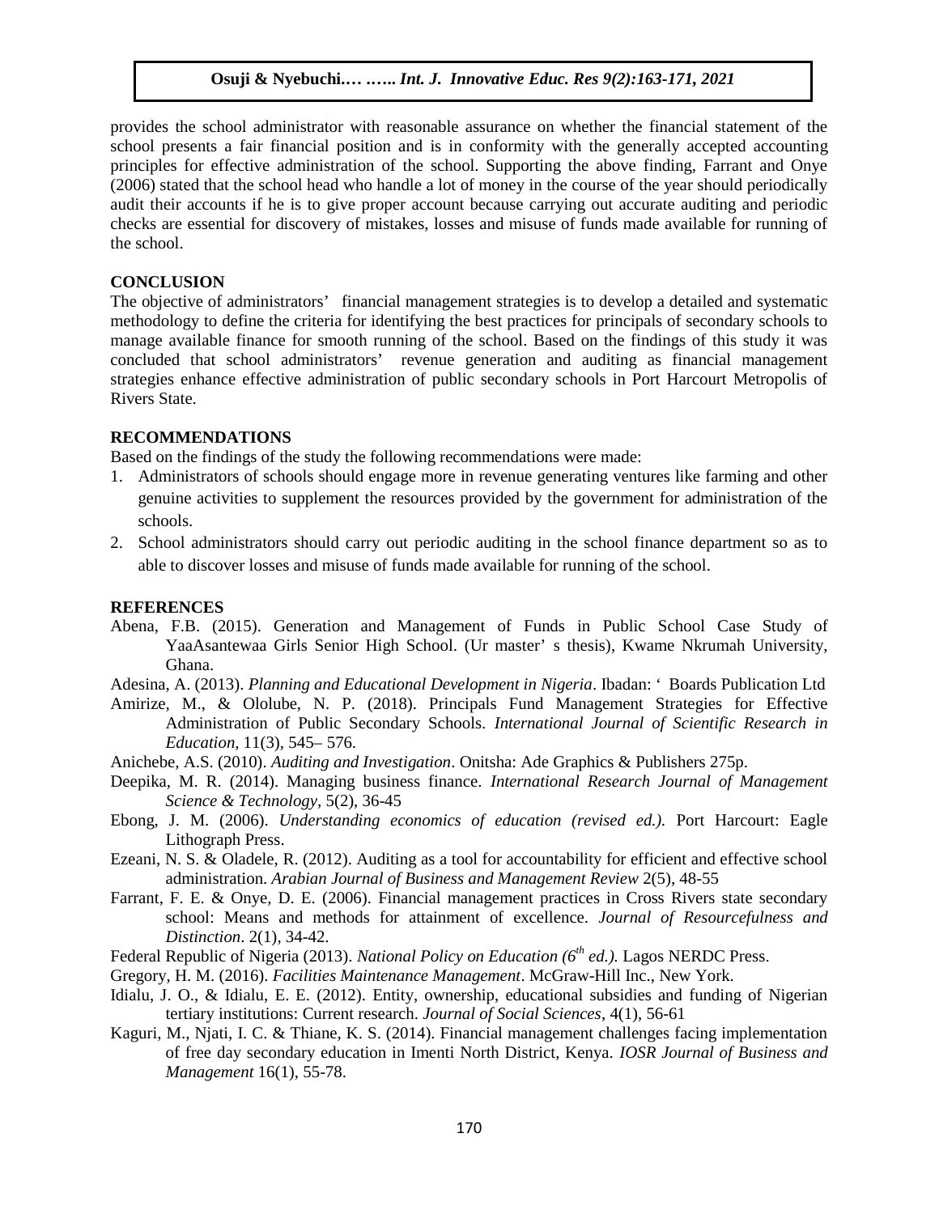provides the school administrator with reasonable assurance on whether the financial statement of the school presents a fair financial position and is in conformity with the generally accepted accounting principles for effective administration of the school. Supporting the above finding, Farrant and Onye (2006) stated that the school head who handle a lot of money in the course of the year should periodically audit their accounts if he is to give proper account because carrying out accurate auditing and periodic checks are essential for discovery of mistakes, losses and misuse of funds made available for running of the school.

## CONCLUSION

The objective of administrators' financial management strategies is to develop a detailed and systematic methodology to define the criteria for identifying the best practices for principals of secondary schools to manage available finance for smooth running of the school. Based on the findings of this study it was concluded that school administrators' revenue generation and auditing as financial management strategies enhance effective administration of public secondary schools in Port Harcourt Metropolis of Rivers State.

## RECOMMENDATIONS

Based on the findings of the study the following recommendations were made:

1. Administrators of schools should engage more in revenue generating ventures like farming and other genuine activities to supplement the resources provided by the government for administration of the schools.
2. School administrators should carry out periodic auditing in the school finance department so as to able to discover losses and misuse of funds made available for running of the school.

## REFERENCES

Abena, F.B. (2015). Generation and Management of Funds in Public School Case Study of YaaAsantewaa Girls Senior High School. (Ur master' s thesis), Kwame Nkrumah University, Ghana.

Adesina, A. (2013). *Planning and Educational Development in Nigeria*. Ibadan: ' Boards Publication Ltd

Amirize, M., & Ololube, N. P. (2018). Principals Fund Management Strategies for Effective Administration of Public Secondary Schools. *International Journal of Scientific Research in Education,* 11(3), 545– 576.

Anichebe, A.S. (2010). *Auditing and Investigation*. Onitsha: Ade Graphics & Publishers 275p.

Deepika, M. R. (2014). Managing business finance. *International Research Journal of Management Science & Technology,* 5(2), 36-45

Ebong, J. M. (2006). *Understanding economics of education (revised ed.).* Port Harcourt: Eagle Lithograph Press.

Ezeani, N. S. & Oladele, R. (2012). Auditing as a tool for accountability for efficient and effective school administration. *Arabian Journal of Business and Management Review* 2(5), 48-55

Farrant, F. E. & Onye, D. E. (2006). Financial management practices in Cross Rivers state secondary school: Means and methods for attainment of excellence. *Journal of Resourcefulness and Distinction*. 2(1), 34-42.

Federal Republic of Nigeria (2013). *National Policy on Education (6th ed.).* Lagos NERDC Press.

Gregory, H. M. (2016). *Facilities Maintenance Management*. McGraw-Hill Inc., New York.

Idialu, J. O., & Idialu, E. E. (2012). Entity, ownership, educational subsidies and funding of Nigerian tertiary institutions: Current research. *Journal of Social Sciences*, 4(1), 56-61

Kaguri, M., Njati, I. C. & Thiane, K. S. (2014). Financial management challenges facing implementation of free day secondary education in Imenti North District, Kenya. *IOSR Journal of Business and Management* 16(1), 55-78.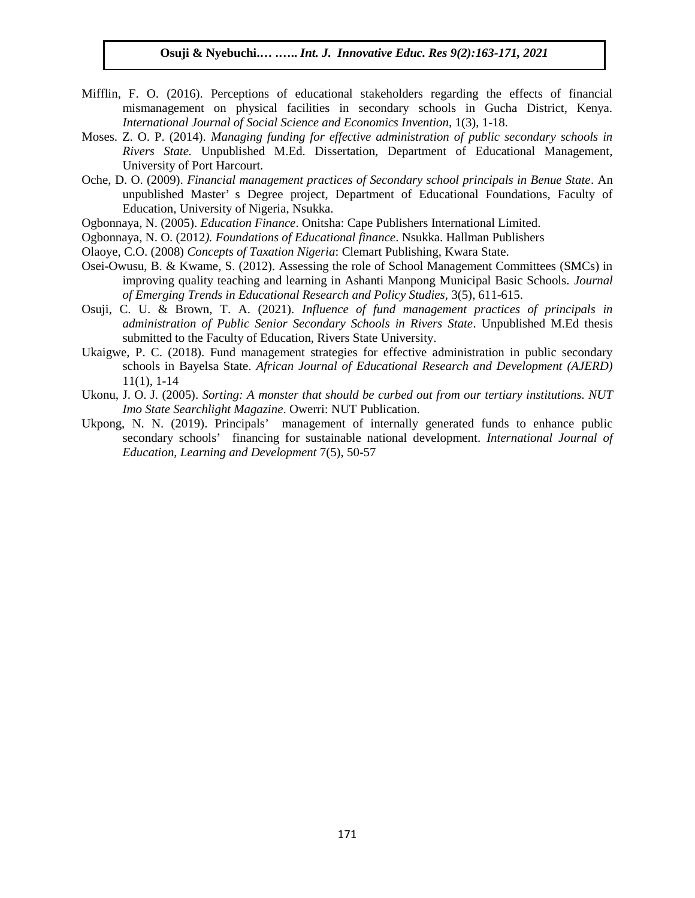Mifflin, F. O. (2016). Perceptions of educational stakeholders regarding the effects of financial mismanagement on physical facilities in secondary schools in Gucha District, Kenya. *International Journal of Social Science and Economics Invention*, 1(3), 1-18.

Moses. Z. O. P. (2014). *Managing funding for effective administration of public secondary schools in Rivers State.* Unpublished M.Ed. Dissertation, Department of Educational Management, University of Port Harcourt.

Oche, D. O. (2009). *Financial management practices of Secondary school principals in Benue State*. An unpublished Master' s Degree project, Department of Educational Foundations, Faculty of Education, University of Nigeria, Nsukka.

Ogbonnaya, N. (2005). *Education Finance*. Onitsha: Cape Publishers International Limited.

Ogbonnaya, N. O. (2012*). Foundations of Educational finance*. Nsukka. Hallman Publishers

Olaoye, C.O. (2008) *Concepts of Taxation Nigeria*: Clemart Publishing, Kwara State.

Osei-Owusu, B. & Kwame, S. (2012). Assessing the role of School Management Committees (SMCs) in improving quality teaching and learning in Ashanti Manpong Municipal Basic Schools. *Journal of Emerging Trends in Educational Research and Policy Studies,* 3(5), 611-615.

Osuji, C. U. & Brown, T. A. (2021). *Influence of fund management practices of principals in administration of Public Senior Secondary Schools in Rivers State*. Unpublished M.Ed thesis submitted to the Faculty of Education, Rivers State University.

Ukaigwe, P. C. (2018). Fund management strategies for effective administration in public secondary schools in Bayelsa State. *African Journal of Educational Research and Development (AJERD)* 11(1), 1-14

Ukonu, J. O. J. (2005). *Sorting: A monster that should be curbed out from our tertiary institutions. NUT Imo State Searchlight Magazine*. Owerri: NUT Publication.

Ukpong, N. N. (2019). Principals' management of internally generated funds to enhance public secondary schools' financing for sustainable national development. *International Journal of Education, Learning and Development* 7(5), 50-57